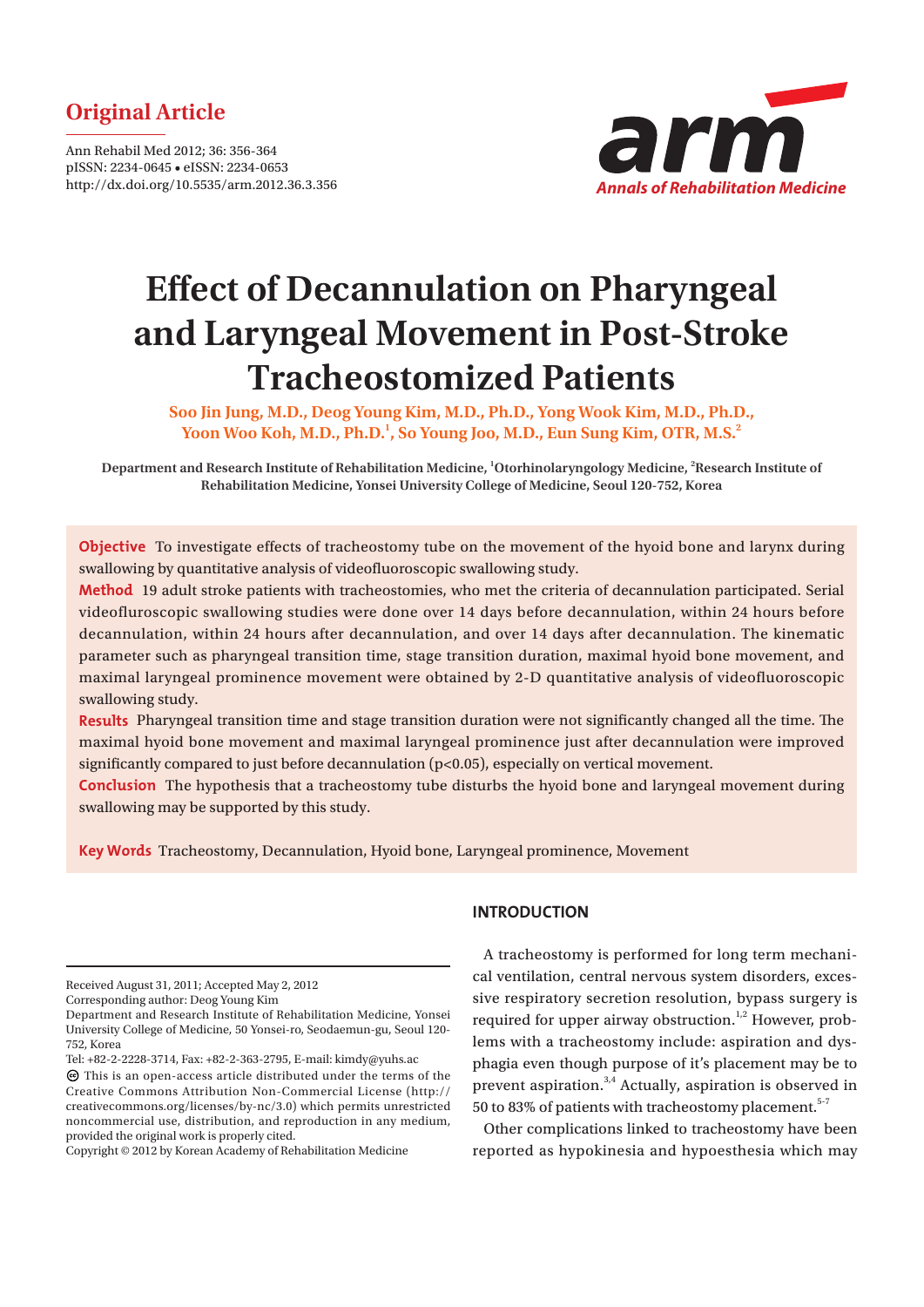## Original Article

Ann Rehabil Med 2012; 36: 356-364
pISSN: 2234-0645 • eISSN: 2234-0653
http://dx.doi.org/10.5535/arm.2012.36.3.356

# Effect of Decannulation on Pharyngeal and Laryngeal Movement in Post-Stroke Tracheostomized Patients

**Soo Jin Jung, M.D., Deog Young Kim, M.D., Ph.D., Yong Wook Kim, M.D., Ph.D., Yoon Woo Koh, M.D., Ph.D.[1], So Young Joo, M.D., Eun Sung Kim, OTR, M.S.[2]**

Department and Research Institute of Rehabilitation Medicine, [1]Otorhinolaryngology Medicine, [2]Research Institute of Rehabilitation Medicine, Yonsei University College of Medicine, Seoul 120-752, Korea

**Objective** To investigate effects of tracheostomy tube on the movement of the hyoid bone and larynx during swallowing by quantitative analysis of videofluoroscopic swallowing study.

**Method** 19 adult stroke patients with tracheostomies, who met the criteria of decannulation participated. Serial videofluroscopic swallowing studies were done over 14 days before decannulation, within 24 hours before decannulation, within 24 hours after decannulation, and over 14 days after decannulation. The kinematic parameter such as pharyngeal transition time, stage transition duration, maximal hyoid bone movement, and maximal laryngeal prominence movement were obtained by 2-D quantitative analysis of videofluoroscopic swallowing study.

**Results** Pharyngeal transition time and stage transition duration were not significantly changed all the time. The maximal hyoid bone movement and maximal laryngeal prominence just after decannulation were improved significantly compared to just before decannulation ($p<0.05$), especially on vertical movement.

**Conclusion** The hypothesis that a tracheostomy tube disturbs the hyoid bone and laryngeal movement during swallowing may be supported by this study.

**Key Words** Tracheostomy, Decannulation, Hyoid bone, Laryngeal prominence, Movement

Received August 31, 2011; Accepted May 2, 2012
Corresponding author: Deog Young Kim
Department and Research Institute of Rehabilitation Medicine, Yonsei University College of Medicine, 50 Yonsei-ro, Seodaemun-gu, Seoul 120-752, Korea
Tel: +82-2-2228-3714, Fax: +82-2-363-2795, E-mail: kimdy@yuhs.ac
This is an open-access article distributed under the terms of the Creative Commons Attribution Non-Commercial License (http://creativecommons.org/licenses/by-nc/3.0) which permits unrestricted noncommercial use, distribution, and reproduction in any medium, provided the original work is properly cited.
Copyright © 2012 by Korean Academy of Rehabilitation Medicine

## INTRODUCTION

A tracheostomy is performed for long term mechanical ventilation, central nervous system disorders, excessive respiratory secretion resolution, bypass surgery is required for upper airway obstruction.[1,2] However, problems with a tracheostomy include: aspiration and dysphagia even though purpose of it's placement may be to prevent aspiration.[3,4] Actually, aspiration is observed in 50 to 83% of patients with tracheostomy placement.[5-7]

Other complications linked to tracheostomy have been reported as hypokinesia and hypoesthesia which may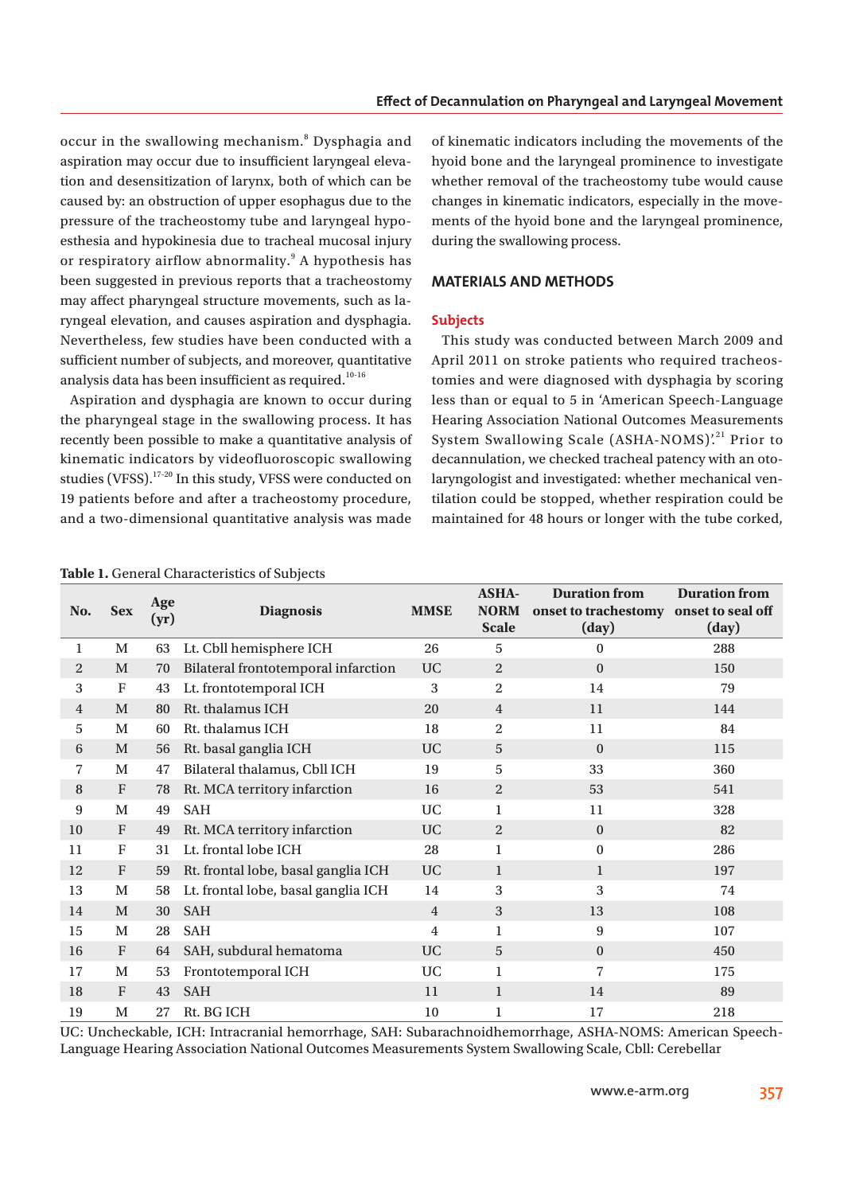occur in the swallowing mechanism.[8] Dysphagia and aspiration may occur due to insufficient laryngeal elevation and desensitization of larynx, both of which can be caused by: an obstruction of upper esophagus due to the pressure of the tracheostomy tube and laryngeal hypoesthesia and hypokinesia due to tracheal mucosal injury or respiratory airflow abnormality.[9] A hypothesis has been suggested in previous reports that a tracheostomy may affect pharyngeal structure movements, such as laryngeal elevation, and causes aspiration and dysphagia. Nevertheless, few studies have been conducted with a sufficient number of subjects, and moreover, quantitative analysis data has been insufficient as required.[10-16]

Aspiration and dysphagia are known to occur during the pharyngeal stage in the swallowing process. It has recently been possible to make a quantitative analysis of kinematic indicators by videofluoroscopic swallowing studies (VFSS).[17-20] In this study, VFSS were conducted on 19 patients before and after a tracheostomy procedure, and a two-dimensional quantitative analysis was made of kinematic indicators including the movements of the hyoid bone and the laryngeal prominence to investigate whether removal of the tracheostomy tube would cause changes in kinematic indicators, especially in the movements of the hyoid bone and the laryngeal prominence, during the swallowing process.

## MATERIALS AND METHODS

### Subjects

This study was conducted between March 2009 and April 2011 on stroke patients who required tracheostomies and were diagnosed with dysphagia by scoring less than or equal to 5 in 'American Speech-Language Hearing Association National Outcomes Measurements System Swallowing Scale (ASHA-NOMS)'.[21] Prior to decannulation, we checked tracheal patency with an otolaryngologist and investigated: whether mechanical ventilation could be stopped, whether respiration could be maintained for 48 hours or longer with the tube corked,

**Table 1.** General Characteristics of Subjects

| No. | Sex | Age (yr) | Diagnosis | MMSE | ASHA-NORM Scale | Duration from onset to trachestomy (day) | Duration from onset to seal off (day) |
|---|---|---|---|---|---|---|---|
| 1 | M | 63 | Lt. Cbll hemisphere ICH | 26 | 5 | 0 | 288 |
| 2 | M | 70 | Bilateral frontotemporal infarction | UC | 2 | 0 | 150 |
| 3 | F | 43 | Lt. frontotemporal ICH | 3 | 2 | 14 | 79 |
| 4 | M | 80 | Rt. thalamus ICH | 20 | 4 | 11 | 144 |
| 5 | M | 60 | Rt. thalamus ICH | 18 | 2 | 11 | 84 |
| 6 | M | 56 | Rt. basal ganglia ICH | UC | 5 | 0 | 115 |
| 7 | M | 47 | Bilateral thalamus, Cbll ICH | 19 | 5 | 33 | 360 |
| 8 | F | 78 | Rt. MCA territory infarction | 16 | 2 | 53 | 541 |
| 9 | M | 49 | SAH | UC | 1 | 11 | 328 |
| 10 | F | 49 | Rt. MCA territory infarction | UC | 2 | 0 | 82 |
| 11 | F | 31 | Lt. frontal lobe ICH | 28 | 1 | 0 | 286 |
| 12 | F | 59 | Rt. frontal lobe, basal ganglia ICH | UC | 1 | 1 | 197 |
| 13 | M | 58 | Lt. frontal lobe, basal ganglia ICH | 14 | 3 | 3 | 74 |
| 14 | M | 30 | SAH | 4 | 3 | 13 | 108 |
| 15 | M | 28 | SAH | 4 | 1 | 9 | 107 |
| 16 | F | 64 | SAH, subdural hematoma | UC | 5 | 0 | 450 |
| 17 | M | 53 | Frontotemporal ICH | UC | 1 | 7 | 175 |
| 18 | F | 43 | SAH | 11 | 1 | 14 | 89 |
| 19 | M | 27 | Rt. BG ICH | 10 | 1 | 17 | 218 |

UC: Uncheckable, ICH: Intracranial hemorrhage, SAH: Subarachnoidhemorrhage, ASHA-NOMS: American Speech-Language Hearing Association National Outcomes Measurements System Swallowing Scale, Cbll: Cerebellar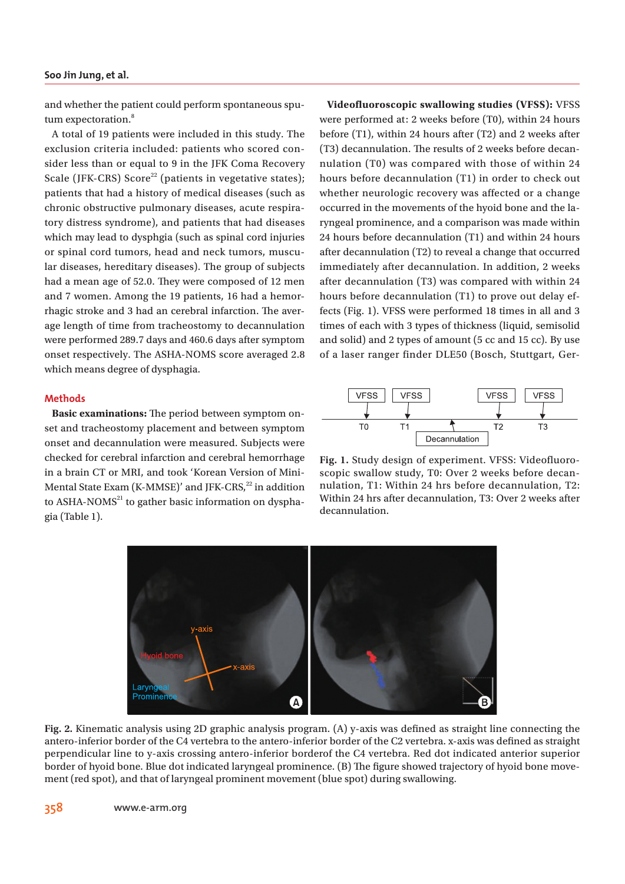and whether the patient could perform spontaneous sputum expectoration.[8]

A total of 19 patients were included in this study. The exclusion criteria included: patients who scored consider less than or equal to 9 in the JFK Coma Recovery Scale (JFK-CRS) Score[22] (patients in vegetative states); patients that had a history of medical diseases (such as chronic obstructive pulmonary diseases, acute respiratory distress syndrome), and patients that had diseases which may lead to dysphgia (such as spinal cord injuries or spinal cord tumors, head and neck tumors, muscular diseases, hereditary diseases). The group of subjects had a mean age of 52.0. They were composed of 12 men and 7 women. Among the 19 patients, 16 had a hemorrhagic stroke and 3 had an cerebral infarction. The average length of time from tracheostomy to decannulation were performed 289.7 days and 460.6 days after symptom onset respectively. The ASHA-NOMS score averaged 2.8 which means degree of dysphagia.

## Methods

**Basic examinations:** The period between symptom onset and tracheostomy placement and between symptom onset and decannulation were measured. Subjects were checked for cerebral infarction and cerebral hemorrhage in a brain CT or MRI, and took 'Korean Version of Mini-Mental State Exam (K-MMSE)' and JFK-CRS,[22] in addition to ASHA-NOMS[21] to gather basic information on dysphagia (Table 1).

**Videofluoroscopic swallowing studies (VFSS):** VFSS were performed at: 2 weeks before (T0), within 24 hours before (T1), within 24 hours after (T2) and 2 weeks after (T3) decannulation. The results of 2 weeks before decannulation (T0) was compared with those of within 24 hours before decannulation (T1) in order to check out whether neurologic recovery was affected or a change occurred in the movements of the hyoid bone and the laryngeal prominence, and a comparison was made within 24 hours before decannulation (T1) and within 24 hours after decannulation (T2) to reveal a change that occurred immediately after decannulation. In addition, 2 weeks after decannulation (T3) was compared with within 24 hours before decannulation (T1) to prove out delay effects (Fig. 1). VFSS were performed 18 times in all and 3 times of each with 3 types of thickness (liquid, semisolid and solid) and 2 types of amount (5 cc and 15 cc). By use of a laser ranger finder DLE50 (Bosch, Stuttgart, Ger-

**Fig. 1.** Study design of experiment. VFSS: Videofluoroscopic swallow study, T0: Over 2 weeks before decannulation, T1: Within 24 hrs before decannulation, T2: Within 24 hrs after decannulation, T3: Over 2 weeks after decannulation.

**Fig. 2.** Kinematic analysis using 2D graphic analysis program. (A) y-axis was defined as straight line connecting the antero-inferior border of the C4 vertebra to the antero-inferior border of the C2 vertebra. x-axis was defined as straight perpendicular line to y-axis crossing antero-inferior borderof the C4 vertebra. Red dot indicated anterior superior border of hyoid bone. Blue dot indicated laryngeal prominence. (B) The figure showed trajectory of hyoid bone movement (red spot), and that of laryngeal prominent movement (blue spot) during swallowing.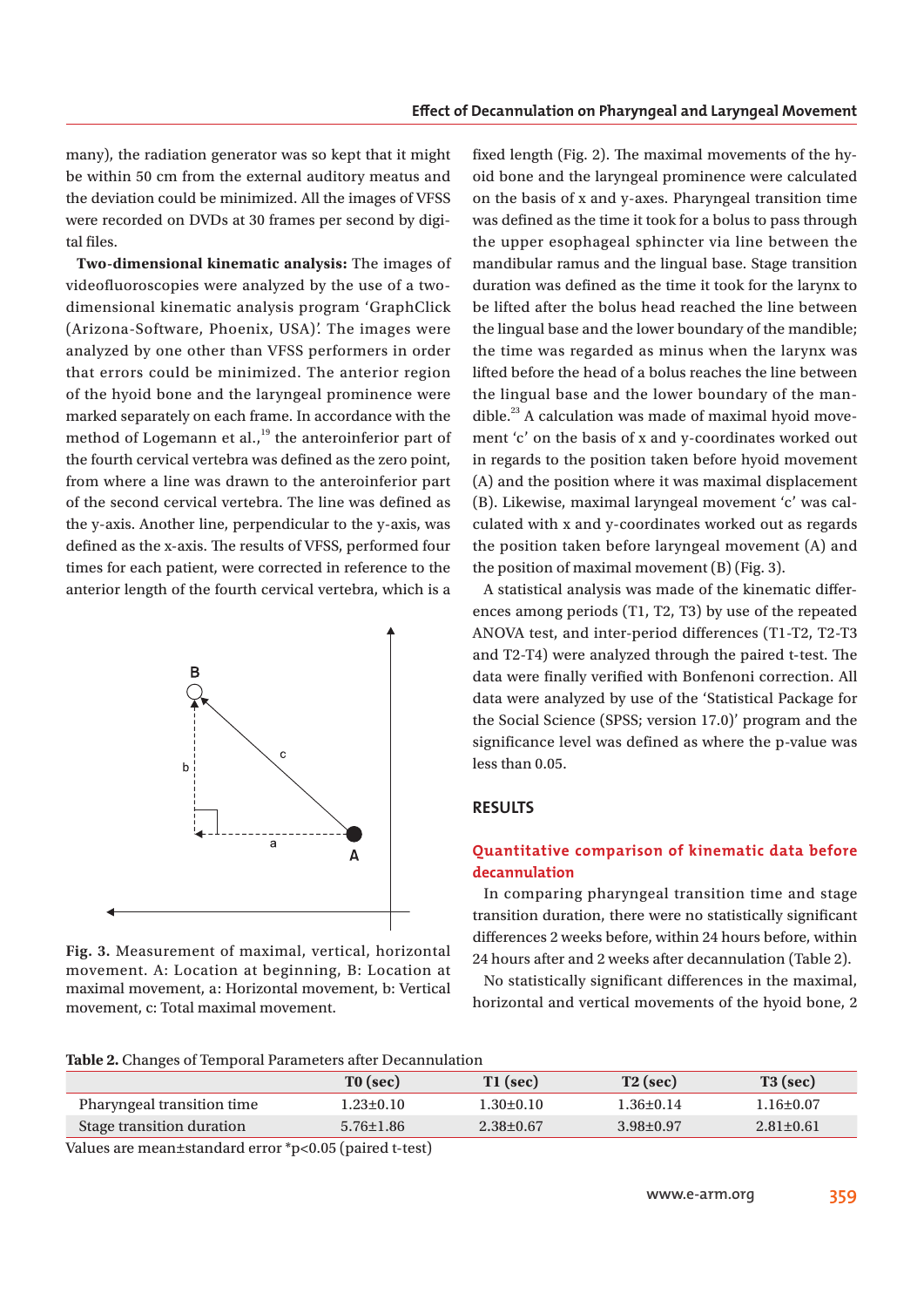many), the radiation generator was so kept that it might be within 50 cm from the external auditory meatus and the deviation could be minimized. All the images of VFSS were recorded on DVDs at 30 frames per second by digital files.

**Two-dimensional kinematic analysis:** The images of videofluoroscopies were analyzed by the use of a two-dimensional kinematic analysis program 'GraphClick (Arizona-Software, Phoenix, USA)'. The images were analyzed by one other than VFSS performers in order that errors could be minimized. The anterior region of the hyoid bone and the laryngeal prominence were marked separately on each frame. In accordance with the method of Logemann et al.,[19] the anteroinferior part of the fourth cervical vertebra was defined as the zero point, from where a line was drawn to the anteroinferior part of the second cervical vertebra. The line was defined as the y-axis. Another line, perpendicular to the y-axis, was defined as the x-axis. The results of VFSS, performed four times for each patient, were corrected in reference to the anterior length of the fourth cervical vertebra, which is a fixed length (Fig. 2). The maximal movements of the hyoid bone and the laryngeal prominence were calculated on the basis of x and y-axes. Pharyngeal transition time was defined as the time it took for a bolus to pass through the upper esophageal sphincter via line between the mandibular ramus and the lingual base. Stage transition duration was defined as the time it took for the larynx to be lifted after the bolus head reached the line between the lingual base and the lower boundary of the mandible; the time was regarded as minus when the larynx was lifted before the head of a bolus reaches the line between the lingual base and the lower boundary of the mandible.[23] A calculation was made of maximal hyoid movement 'c' on the basis of x and y-coordinates worked out in regards to the position taken before hyoid movement (A) and the position where it was maximal displacement (B). Likewise, maximal laryngeal movement 'c' was calculated with x and y-coordinates worked out as regards the position taken before laryngeal movement (A) and the position of maximal movement (B) (Fig. 3).

Fig. 3. Measurement of maximal, vertical, horizontal movement. A: Location at beginning, B: Location at maximal movement, a: Horizontal movement, b: Vertical movement, c: Total maximal movement.

A statistical analysis was made of the kinematic differences among periods (T1, T2, T3) by use of the repeated ANOVA test, and inter-period differences (T1-T2, T2-T3 and T2-T4) were analyzed through the paired t-test. The data were finally verified with Bonfenoni correction. All data were analyzed by use of the 'Statistical Package for the Social Science (SPSS; version 17.0)' program and the significance level was defined as where the p-value was less than 0.05.

## RESULTS

### Quantitative comparison of kinematic data before decannulation

In comparing pharyngeal transition time and stage transition duration, there were no statistically significant differences 2 weeks before, within 24 hours before, within 24 hours after and 2 weeks after decannulation (Table 2).

No statistically significant differences in the maximal, horizontal and vertical movements of the hyoid bone, 2

**Table 2.** Changes of Temporal Parameters after Decannulation

| | T0 (sec) | T1 (sec) | T2 (sec) | T3 (sec) |
|---|---|---|---|---|
| Pharyngeal transition time | 1.23±0.10 | 1.30±0.10 | 1.36±0.14 | 1.16±0.07 |
| Stage transition duration | 5.76±1.86 | 2.38±0.67 | 3.98±0.97 | 2.81±0.61 |

Values are mean±standard error *p<0.05 (paired t-test)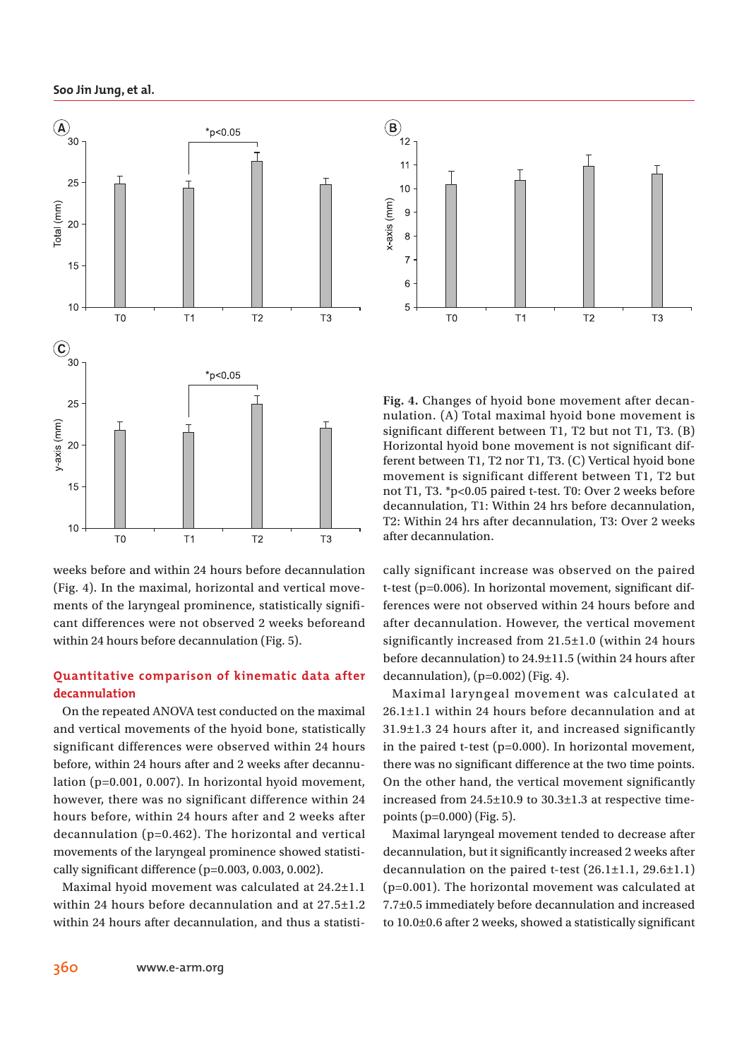Fig. 4. Changes of hyoid bone movement after decannulation. (A) Total maximal hyoid bone movement is significant different between T1, T2 but not T1, T3. (B) Horizontal hyoid bone movement is not significant different between T1, T2 nor T1, T3. (C) Vertical hyoid bone movement is significant different between T1, T2 but not T1, T3. *p<0.05 paired t-test. T0: Over 2 weeks before decannulation, T1: Within 24 hrs before decannulation, T2: Within 24 hrs after decannulation, T3: Over 2 weeks after decannulation.

weeks before and within 24 hours before decannulation (Fig. 4). In the maximal, horizontal and vertical movements of the laryngeal prominence, statistically significant differences were not observed 2 weeks beforeand within 24 hours before decannulation (Fig. 5).

## Quantitative comparison of kinematic data after decannulation

On the repeated ANOVA test conducted on the maximal and vertical movements of the hyoid bone, statistically significant differences were observed within 24 hours before, within 24 hours after and 2 weeks after decannulation ($p=0.001$, 0.007). In horizontal hyoid movement, however, there was no significant difference within 24 hours before, within 24 hours after and 2 weeks after decannulation ($p=0.462$). The horizontal and vertical movements of the laryngeal prominence showed statistically significant difference ($p=0.003$, 0.003, 0.002).

Maximal hyoid movement was calculated at 24.2±1.1 within 24 hours before decannulation and at 27.5±1.2 within 24 hours after decannulation, and thus a statistically significant increase was observed on the paired t-test ($p=0.006$). In horizontal movement, significant differences were not observed within 24 hours before and after decannulation. However, the vertical movement significantly increased from 21.5±1.0 (within 24 hours before decannulation) to 24.9±11.5 (within 24 hours after decannulation), ($p=0.002$) (Fig. 4).

Maximal laryngeal movement was calculated at 26.1±1.1 within 24 hours before decannulation and at 31.9±1.3 24 hours after it, and increased significantly in the paired t-test ($p=0.000$). In horizontal movement, there was no significant difference at the two time points. On the other hand, the vertical movement significantly increased from 24.5±10.9 to 30.3±1.3 at respective timepoints ($p=0.000$) (Fig. 5).

Maximal laryngeal movement tended to decrease after decannulation, but it significantly increased 2 weeks after decannulation on the paired t-test (26.1±1.1, 29.6±1.1) ($p=0.001$). The horizontal movement was calculated at 7.7±0.5 immediately before decannulation and increased to 10.0±0.6 after 2 weeks, showed a statistically significant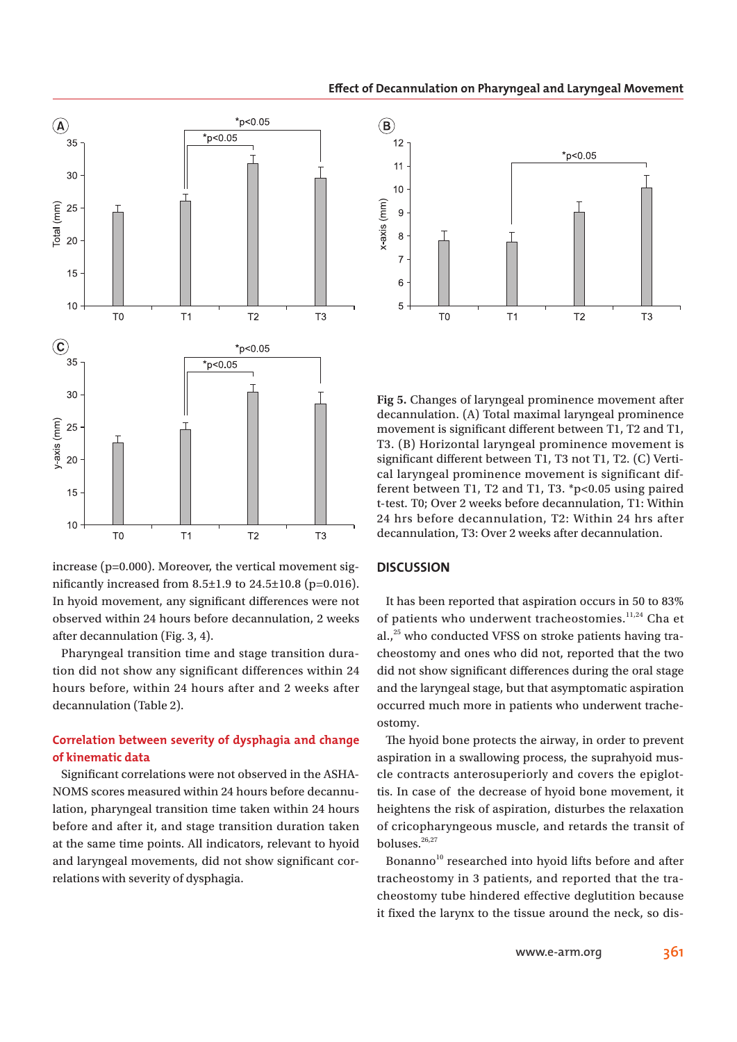Fig 5. Changes of laryngeal prominence movement after decannulation. (A) Total maximal laryngeal prominence movement is significant different between T1, T2 and T1, T3. (B) Horizontal laryngeal prominence movement is significant different between T1, T3 not T1, T2. (C) Vertical laryngeal prominence movement is significant different between T1, T2 and T1, T3. *p<0.05 using paired t-test. T0; Over 2 weeks before decannulation, T1: Within 24 hrs before decannulation, T2: Within 24 hrs after decannulation, T3: Over 2 weeks after decannulation.

increase (p=0.000). Moreover, the vertical movement significantly increased from 8.5±1.9 to 24.5±10.8 (p=0.016). In hyoid movement, any significant differences were not observed within 24 hours before decannulation, 2 weeks after decannulation (Fig. 3, 4).

Pharyngeal transition time and stage transition duration did not show any significant differences within 24 hours before, within 24 hours after and 2 weeks after decannulation (Table 2).

### Correlation between severity of dysphagia and change of kinematic data

Significant correlations were not observed in the ASHA-NOMS scores measured within 24 hours before decannulation, pharyngeal transition time taken within 24 hours before and after it, and stage transition duration taken at the same time points. All indicators, relevant to hyoid and laryngeal movements, did not show significant correlations with severity of dysphagia.

## DISCUSSION

It has been reported that aspiration occurs in 50 to 83% of patients who underwent tracheostomies.[11,24] Cha et al.,[25] who conducted VFSS on stroke patients having tracheostomy and ones who did not, reported that the two did not show significant differences during the oral stage and the laryngeal stage, but that asymptomatic aspiration occurred much more in patients who underwent tracheostomy.

The hyoid bone protects the airway, in order to prevent aspiration in a swallowing process, the suprahyoid muscle contracts anterosuperiorly and covers the epiglottis. In case of the decrease of hyoid bone movement, it heightens the risk of aspiration, disturbes the relaxation of cricopharyngeous muscle, and retards the transit of boluses.[26,27]

Bonanno[10] researched into hyoid lifts before and after tracheostomy in 3 patients, and reported that the tracheostomy tube hindered effective deglutition because it fixed the larynx to the tissue around the neck, so dis-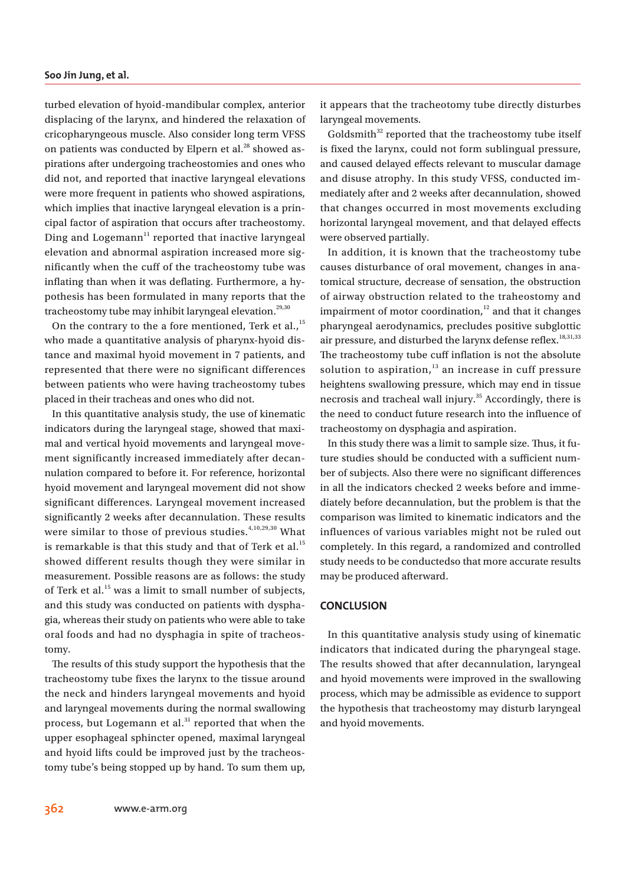turbed elevation of hyoid-mandibular complex, anterior displacing of the larynx, and hindered the relaxation of cricopharyngeous muscle. Also consider long term VFSS on patients was conducted by Elpern et al.[28] showed aspirations after undergoing tracheostomies and ones who did not, and reported that inactive laryngeal elevations were more frequent in patients who showed aspirations, which implies that inactive laryngeal elevation is a principal factor of aspiration that occurs after tracheostomy. Ding and Logemann[11] reported that inactive laryngeal elevation and abnormal aspiration increased more significantly when the cuff of the tracheostomy tube was inflating than when it was deflating. Furthermore, a hypothesis has been formulated in many reports that the tracheostomy tube may inhibit laryngeal elevation.[29,30]

On the contrary to the a fore mentioned, Terk et al.,[15] who made a quantitative analysis of pharynx-hyoid distance and maximal hyoid movement in 7 patients, and represented that there were no significant differences between patients who were having tracheostomy tubes placed in their tracheas and ones who did not.

In this quantitative analysis study, the use of kinematic indicators during the laryngeal stage, showed that maximal and vertical hyoid movements and laryngeal movement significantly increased immediately after decannulation compared to before it. For reference, horizontal hyoid movement and laryngeal movement did not show significant differences. Laryngeal movement increased significantly 2 weeks after decannulation. These results were similar to those of previous studies.[4,10,29,30] What is remarkable is that this study and that of Terk et al.[15] showed different results though they were similar in measurement. Possible reasons are as follows: the study of Terk et al.[15] was a limit to small number of subjects, and this study was conducted on patients with dysphagia, whereas their study on patients who were able to take oral foods and had no dysphagia in spite of tracheostomy.

The results of this study support the hypothesis that the tracheostomy tube fixes the larynx to the tissue around the neck and hinders laryngeal movements and hyoid and laryngeal movements during the normal swallowing process, but Logemann et al.[31] reported that when the upper esophageal sphincter opened, maximal laryngeal and hyoid lifts could be improved just by the tracheostomy tube's being stopped up by hand. To sum them up, it appears that the tracheotomy tube directly disturbes laryngeal movements.

Goldsmith[32] reported that the tracheostomy tube itself is fixed the larynx, could not form sublingual pressure, and caused delayed effects relevant to muscular damage and disuse atrophy. In this study VFSS, conducted immediately after and 2 weeks after decannulation, showed that changes occurred in most movements excluding horizontal laryngeal movement, and that delayed effects were observed partially.

In addition, it is known that the tracheostomy tube causes disturbance of oral movement, changes in anatomical structure, decrease of sensation, the obstruction of airway obstruction related to the traheostomy and impairment of motor coordination,[12] and that it changes pharyngeal aerodynamics, precludes positive subglottic air pressure, and disturbed the larynx defense reflex.[18,31,33] The tracheostomy tube cuff inflation is not the absolute solution to aspiration,[13] an increase in cuff pressure heightens swallowing pressure, which may end in tissue necrosis and tracheal wall injury.[35] Accordingly, there is the need to conduct future research into the influence of tracheostomy on dysphagia and aspiration.

In this study there was a limit to sample size. Thus, it future studies should be conducted with a sufficient number of subjects. Also there were no significant differences in all the indicators checked 2 weeks before and immediately before decannulation, but the problem is that the comparison was limited to kinematic indicators and the influences of various variables might not be ruled out completely. In this regard, a randomized and controlled study needs to be conductedso that more accurate results may be produced afterward.

## CONCLUSION

In this quantitative analysis study using of kinematic indicators that indicated during the pharyngeal stage. The results showed that after decannulation, laryngeal and hyoid movements were improved in the swallowing process, which may be admissible as evidence to support the hypothesis that tracheostomy may disturb laryngeal and hyoid movements.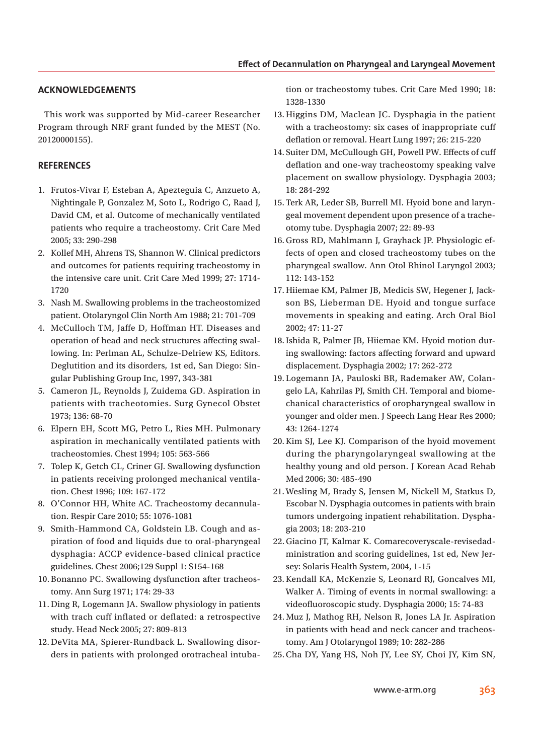## ACKNOWLEDGEMENTS

This work was supported by Mid-career Researcher Program through NRF grant funded by the MEST (No. 20120000155).

## REFERENCES

1. Frutos-Vivar F, Esteban A, Apezteguia C, Anzueto A, Nightingale P, Gonzalez M, Soto L, Rodrigo C, Raad J, David CM, et al. Outcome of mechanically ventilated patients who require a tracheostomy. Crit Care Med 2005; 33: 290-298
2. Kollef MH, Ahrens TS, Shannon W. Clinical predictors and outcomes for patients requiring tracheostomy in the intensive care unit. Crit Care Med 1999; 27: 1714-1720
3. Nash M. Swallowing problems in the tracheostomized patient. Otolaryngol Clin North Am 1988; 21: 701-709
4. McCulloch TM, Jaffe D, Hoffman HT. Diseases and operation of head and neck structures affecting swallowing. In: Perlman AL, Schulze-Delriew KS, Editors. Deglutition and its disorders, 1st ed, San Diego: Singular Publishing Group Inc, 1997, 343-381
5. Cameron JL, Reynolds J, Zuidema GD. Aspiration in patients with tracheotomies. Surg Gynecol Obstet 1973; 136: 68-70
6. Elpern EH, Scott MG, Petro L, Ries MH. Pulmonary aspiration in mechanically ventilated patients with tracheostomies. Chest 1994; 105: 563-566
7. Tolep K, Getch CL, Criner GJ. Swallowing dysfunction in patients receiving prolonged mechanical ventilation. Chest 1996; 109: 167-172
8. O'Connor HH, White AC. Tracheostomy decannulation. Respir Care 2010; 55: 1076-1081
9. Smith-Hammond CA, Goldstein LB. Cough and aspiration of food and liquids due to oral-pharyngeal dysphagia: ACCP evidence-based clinical practice guidelines. Chest 2006;129 Suppl 1: S154-168
10. Bonanno PC. Swallowing dysfunction after tracheostomy. Ann Surg 1971; 174: 29-33
11. Ding R, Logemann JA. Swallow physiology in patients with trach cuff inflated or deflated: a retrospective study. Head Neck 2005; 27: 809-813
12. DeVita MA, Spierer-Rundback L. Swallowing disorders in patients with prolonged orotracheal intubation or tracheostomy tubes. Crit Care Med 1990; 18: 1328-1330
13. Higgins DM, Maclean JC. Dysphagia in the patient with a tracheostomy: six cases of inappropriate cuff deflation or removal. Heart Lung 1997; 26: 215-220
14. Suiter DM, McCullough GH, Powell PW. Effects of cuff deflation and one-way tracheostomy speaking valve placement on swallow physiology. Dysphagia 2003; 18: 284-292
15. Terk AR, Leder SB, Burrell MI. Hyoid bone and laryngeal movement dependent upon presence of a tracheotomy tube. Dysphagia 2007; 22: 89-93
16. Gross RD, Mahlmann J, Grayhack JP. Physiologic effects of open and closed tracheostomy tubes on the pharyngeal swallow. Ann Otol Rhinol Laryngol 2003; 112: 143-152
17. Hiiemae KM, Palmer JB, Medicis SW, Hegener J, Jackson BS, Lieberman DE. Hyoid and tongue surface movements in speaking and eating. Arch Oral Biol 2002; 47: 11-27
18. Ishida R, Palmer JB, Hiiemae KM. Hyoid motion during swallowing: factors affecting forward and upward displacement. Dysphagia 2002; 17: 262-272
19. Logemann JA, Pauloski BR, Rademaker AW, Colangelo LA, Kahrilas PJ, Smith CH. Temporal and biomechanical characteristics of oropharyngeal swallow in younger and older men. J Speech Lang Hear Res 2000; 43: 1264-1274
20. Kim SJ, Lee KJ. Comparison of the hyoid movement during the pharyngolaryngeal swallowing at the healthy young and old person. J Korean Acad Rehab Med 2006; 30: 485-490
21. Wesling M, Brady S, Jensen M, Nickell M, Statkus D, Escobar N. Dysphagia outcomes in patients with brain tumors undergoing inpatient rehabilitation. Dysphagia 2003; 18: 203-210
22. Giacino JT, Kalmar K. Comarecoveryscale-revisedadministration and scoring guidelines, 1st ed, New Jersey: Solaris Health System, 2004, 1-15
23. Kendall KA, McKenzie S, Leonard RJ, Goncalves MI, Walker A. Timing of events in normal swallowing: a videofluoroscopic study. Dysphagia 2000; 15: 74-83
24. Muz J, Mathog RH, Nelson R, Jones LA Jr. Aspiration in patients with head and neck cancer and tracheostomy. Am J Otolaryngol 1989; 10: 282-286
25. Cha DY, Yang HS, Noh JY, Lee SY, Choi JY, Kim SN,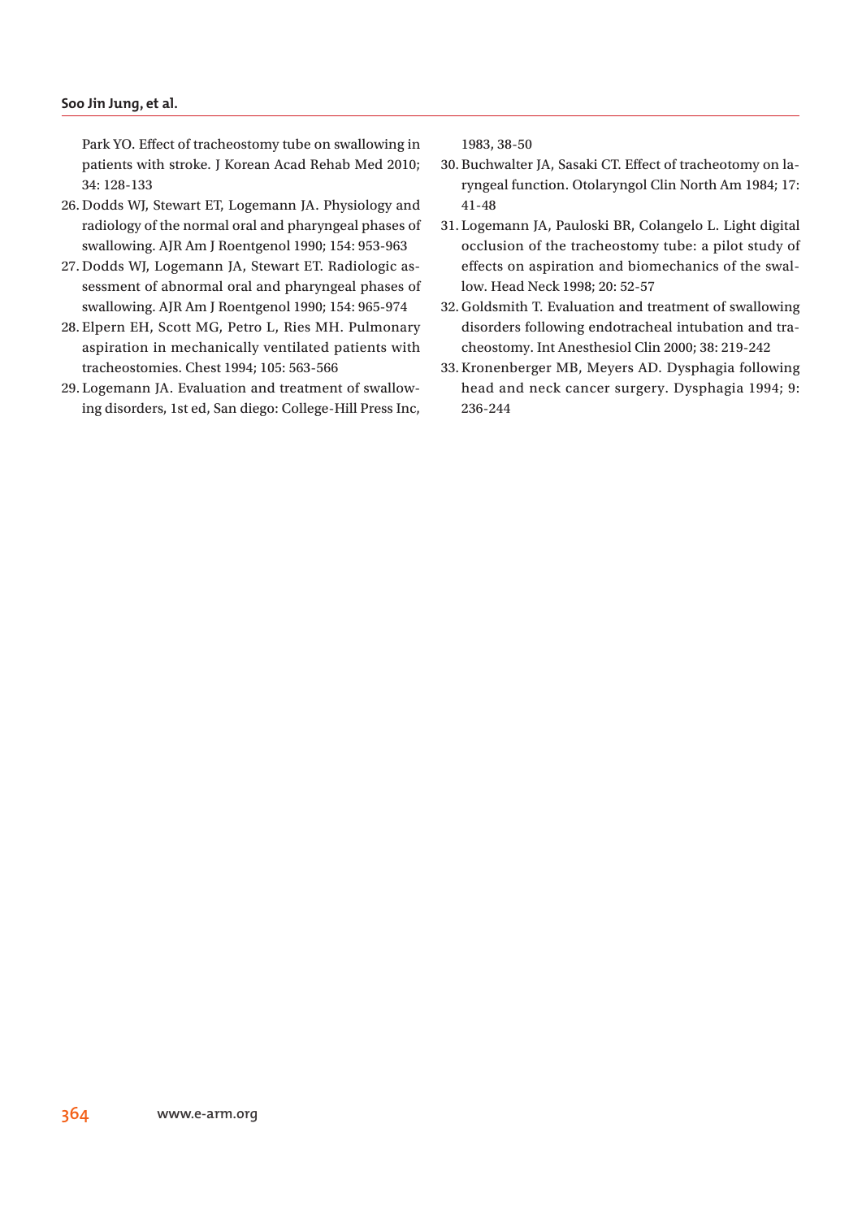Park YO. Effect of tracheostomy tube on swallowing in patients with stroke. J Korean Acad Rehab Med 2010; 34: 128-133

26. Dodds WJ, Stewart ET, Logemann JA. Physiology and radiology of the normal oral and pharyngeal phases of swallowing. AJR Am J Roentgenol 1990; 154: 953-963
27. Dodds WJ, Logemann JA, Stewart ET. Radiologic assessment of abnormal oral and pharyngeal phases of swallowing. AJR Am J Roentgenol 1990; 154: 965-974
28. Elpern EH, Scott MG, Petro L, Ries MH. Pulmonary aspiration in mechanically ventilated patients with tracheostomies. Chest 1994; 105: 563-566
29. Logemann JA. Evaluation and treatment of swallowing disorders, 1st ed, San diego: College-Hill Press Inc, 1983, 38-50
30. Buchwalter JA, Sasaki CT. Effect of tracheotomy on laryngeal function. Otolaryngol Clin North Am 1984; 17: 41-48
31. Logemann JA, Pauloski BR, Colangelo L. Light digital occlusion of the tracheostomy tube: a pilot study of effects on aspiration and biomechanics of the swallow. Head Neck 1998; 20: 52-57
32. Goldsmith T. Evaluation and treatment of swallowing disorders following endotracheal intubation and tracheostomy. Int Anesthesiol Clin 2000; 38: 219-242
33. Kronenberger MB, Meyers AD. Dysphagia following head and neck cancer surgery. Dysphagia 1994; 9: 236-244